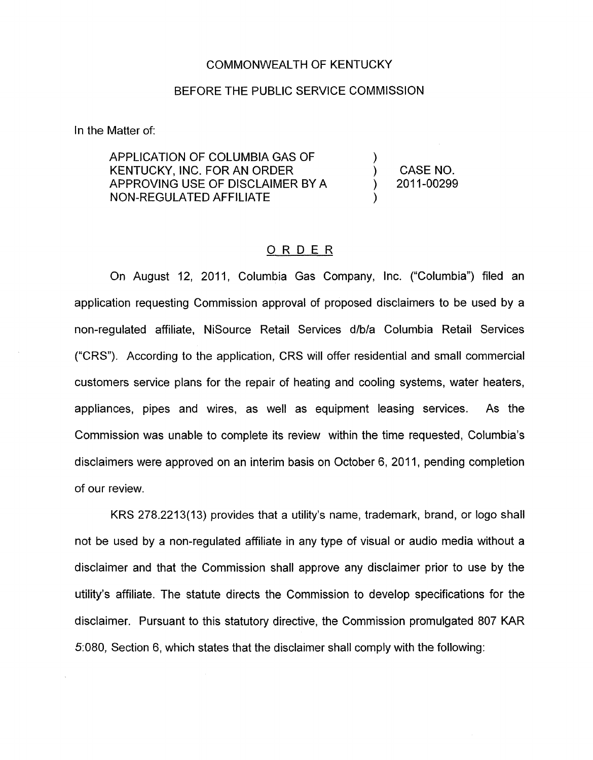COMMONWEALTH OF KENTUCKY

BEFORE THE PUBLIC SERVICE COMMISSION

In the Matter of:

| | | |
|---|---|---|
| APPLICATION OF COLUMBIA GAS OF KENTUCKY, INC. FOR AN ORDER APPROVING USE OF DISCLAIMER BY A NON-REGULATED AFFILIATE | ) ) ) ) | CASE NO. 2011-00299 |

## ORDER

On August 12, 2011, Columbia Gas Company, Inc. ("Columbia") filed an application requesting Commission approval of proposed disclaimers to be used by a non-regulated affiliate, NiSource Retail Services d/b/a Columbia Retail Services ("CRS"). According to the application, CRS will offer residential and small commercial customers service plans for the repair of heating and cooling systems, water heaters, appliances, pipes and wires, as well as equipment leasing services. As the Commission was unable to complete its review within the time requested, Columbia's disclaimers were approved on an interim basis on October 6, 2011, pending completion of our review.

KRS 278.2213(13) provides that a utility's name, trademark, brand, or logo shall not be used by a non-regulated affiliate in any type of visual or audio media without a disclaimer and that the Commission shall approve any disclaimer prior to use by the utility's affiliate. The statute directs the Commission to develop specifications for the disclaimer. Pursuant to this statutory directive, the Commission promulgated 807 KAR 5:080, Section 6, which states that the disclaimer shall comply with the following: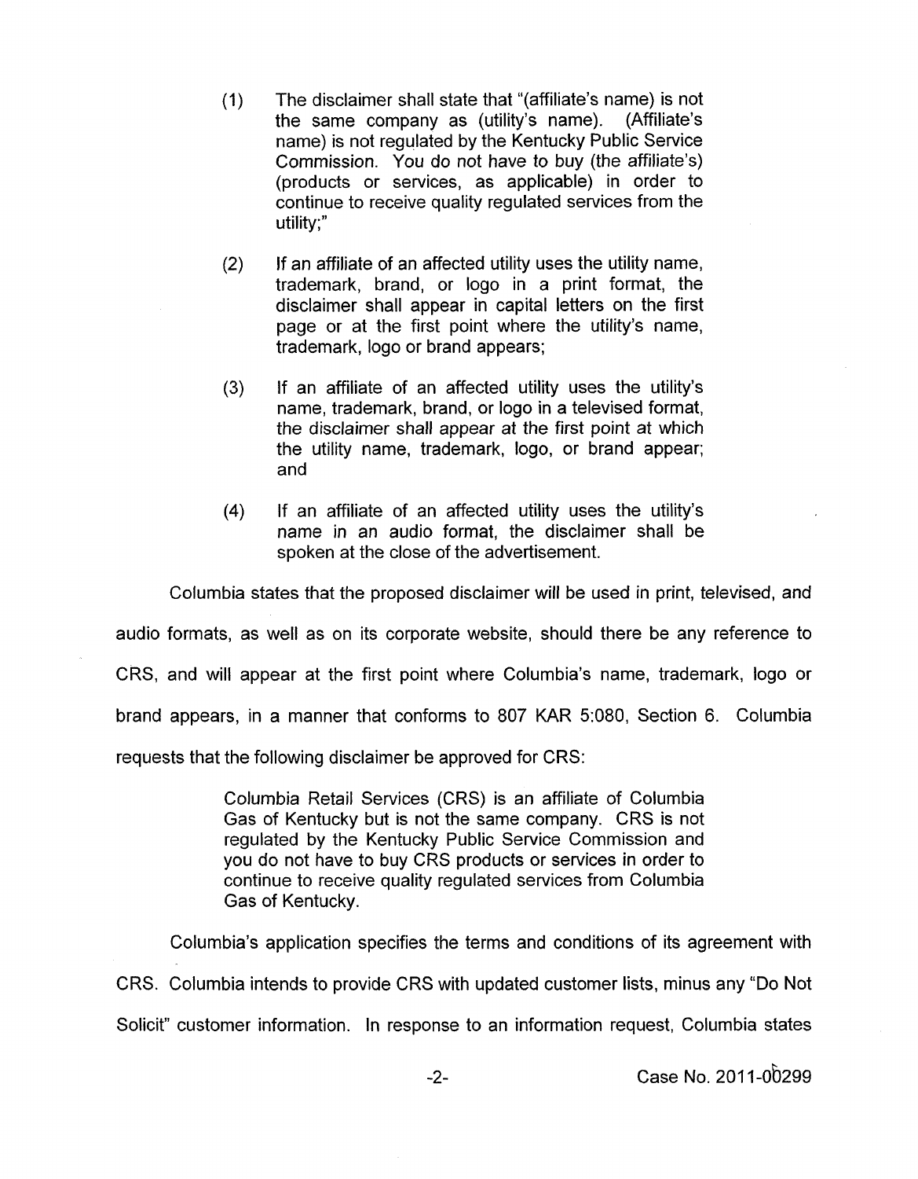(1) The disclaimer shall state that "(affiliate's name) is not the same company as (utility's name). (Affiliate's name) is not regulated by the Kentucky Public Service Commission. You do not have to buy (the affiliate's) (products or services, as applicable) in order to continue to receive quality regulated services from the utility;"

(2) If an affiliate of an affected utility uses the utility name, trademark, brand, or logo in a print format, the disclaimer shall appear in capital letters on the first page or at the first point where the utility's name, trademark, logo or brand appears;

(3) If an affiliate of an affected utility uses the utility's name, trademark, brand, or logo in a televised format, the disclaimer shall appear at the first point at which the utility name, trademark, logo, or brand appear; and

(4) If an affiliate of an affected utility uses the utility's name in an audio format, the disclaimer shall be spoken at the close of the advertisement.

Columbia states that the proposed disclaimer will be used in print, televised, and audio formats, as well as on its corporate website, should there be any reference to CRS, and will appear at the first point where Columbia's name, trademark, logo or brand appears, in a manner that conforms to 807 KAR 5:080, Section 6. Columbia requests that the following disclaimer be approved for CRS:

> Columbia Retail Services (CRS) is an affiliate of Columbia Gas of Kentucky but is not the same company. CRS is not regulated by the Kentucky Public Service Commission and you do not have to buy CRS products or services in order to continue to receive quality regulated services from Columbia Gas of Kentucky.

Columbia's application specifies the terms and conditions of its agreement with CRS. Columbia intends to provide CRS with updated customer lists, minus any "Do Not Solicit" customer information. In response to an information request, Columbia states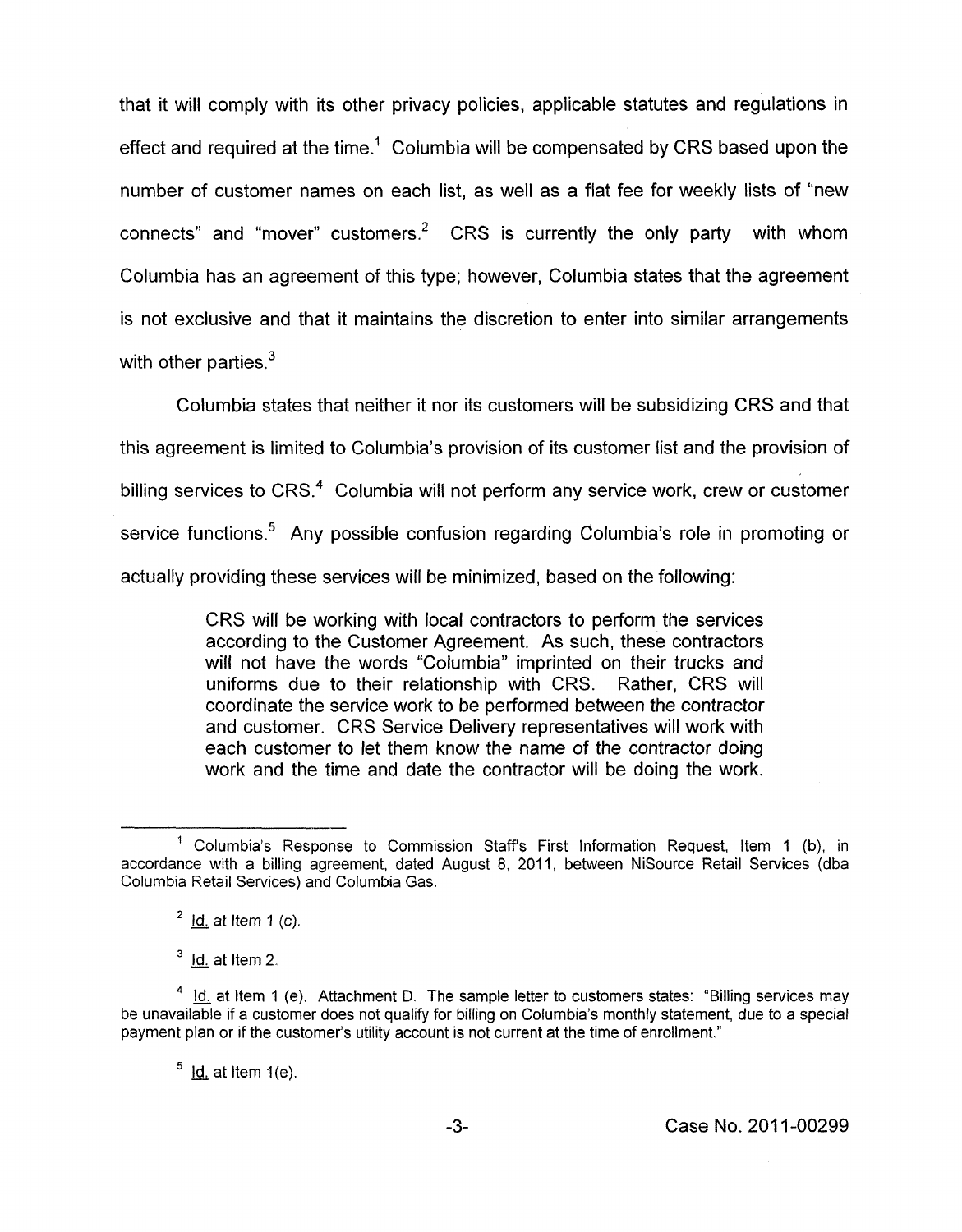that it will comply with its other privacy policies, applicable statutes and regulations in effect and required at the time.[1] Columbia will be compensated by CRS based upon the number of customer names on each list, as well as a flat fee for weekly lists of "new connects" and "mover" customers.[2] CRS is currently the only party with whom Columbia has an agreement of this type; however, Columbia states that the agreement is not exclusive and that it maintains the discretion to enter into similar arrangements with other parties.[3]

Columbia states that neither it nor its customers will be subsidizing CRS and that this agreement is limited to Columbia's provision of its customer list and the provision of billing services to CRS.[4] Columbia will not perform any service work, crew or customer service functions.[5] Any possible confusion regarding Columbia's role in promoting or actually providing these services will be minimized, based on the following:

> CRS will be working with local contractors to perform the services according to the Customer Agreement. As such, these contractors will not have the words "Columbia" imprinted on their trucks and uniforms due to their relationship with CRS. Rather, CRS will coordinate the service work to be performed between the contractor and customer. CRS Service Delivery representatives will work with each customer to let them know the name of the contractor doing work and the time and date the contractor will be doing the work.

---

[1] Columbia's Response to Commission Staff's First Information Request, Item 1 (b), in accordance with a billing agreement, dated August 8, 2011, between NiSource Retail Services (dba Columbia Retail Services) and Columbia Gas.

[2] Id. at Item 1 (c).

[3] Id. at Item 2.

[4] Id. at Item 1 (e). Attachment D. The sample letter to customers states: "Billing services may be unavailable if a customer does not qualify for billing on Columbia's monthly statement, due to a special payment plan or if the customer's utility account is not current at the time of enrollment."

[5] Id. at Item 1(e).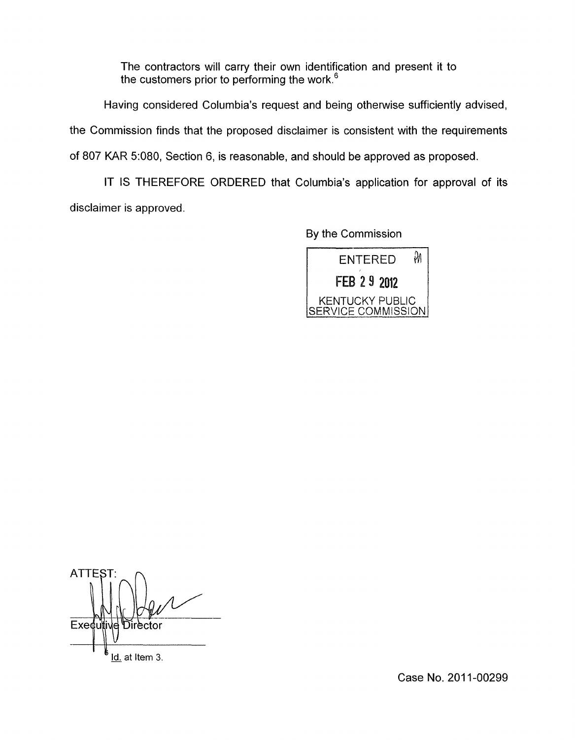The contractors will carry their own identification and present it to the customers prior to performing the work.[6]

Having considered Columbia's request and being otherwise sufficiently advised, the Commission finds that the proposed disclaimer is consistent with the requirements of 807 KAR 5:080, Section 6, is reasonable, and should be approved as proposed.

IT IS THEREFORE ORDERED that Columbia's application for approval of its disclaimer is approved.

By the Commission

ENTERED

FEB 29 2012

KENTUCKY PUBLIC SERVICE COMMISSION

ATTEST:

Executive Director

[6] Id. at Item 3.

Case No. 2011-00299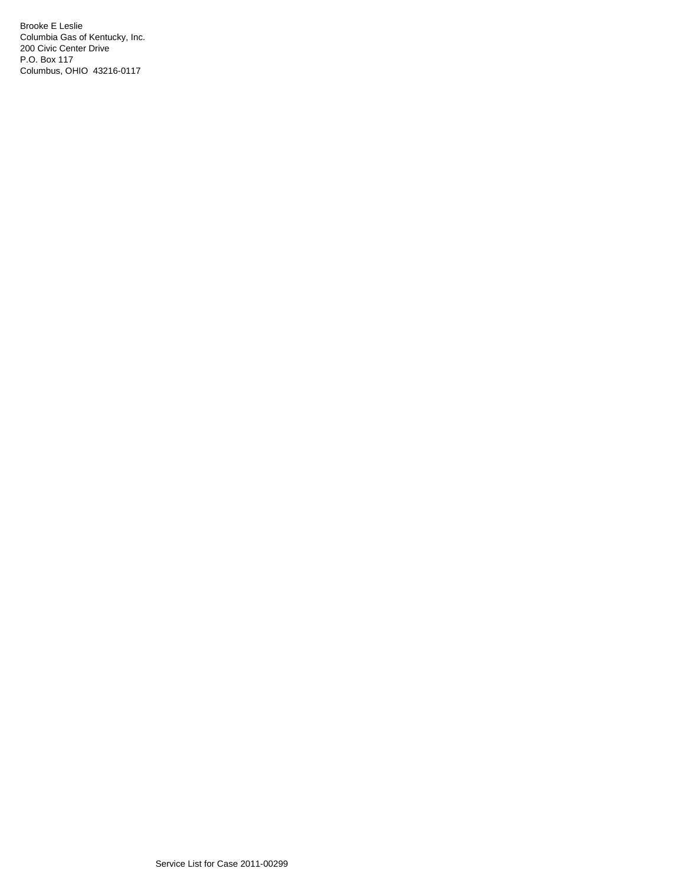Brooke E Leslie
Columbia Gas of Kentucky, Inc.
200 Civic Center Drive
P.O. Box 117
Columbus, OHIO  43216-0117